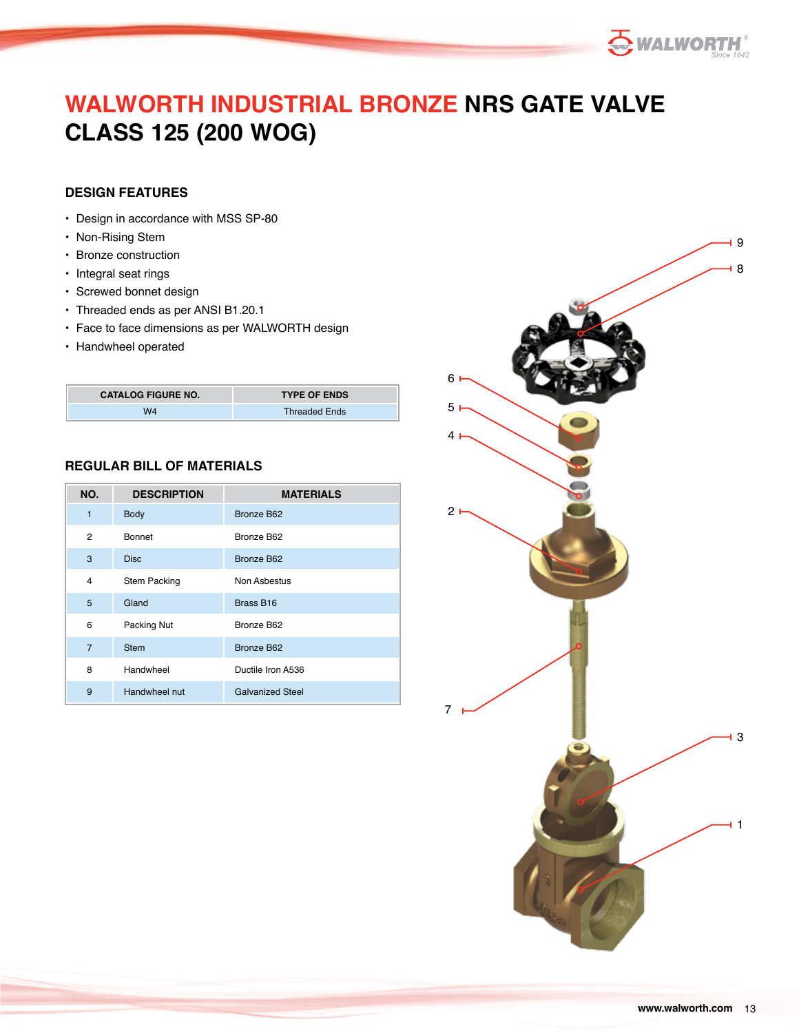# WALWORTH INDUSTRIAL BRONZE NRS GATE VALVE CLASS 125 (200 WOG)

## DESIGN FEATURES

- Design in accordance with MSS SP-80
- Non-Rising Stem
- Bronze construction
- Integral seat rings
- Screwed bonnet design
- Threaded ends as per ANSI B1.20.1
- Face to face dimensions as per WALWORTH design
- Handwheel operated

| CATALOG FIGURE NO. | TYPE OF ENDS |
|---|---|
| W4 | Threaded Ends |

## REGULAR BILL OF MATERIALS

| NO. | DESCRIPTION | MATERIALS |
|---|---|---|
| 1 | Body | Bronze B62 |
| 2 | Bonnet | Bronze B62 |
| 3 | Disc | Bronze B62 |
| 4 | Stem Packing | Non Asbestus |
| 5 | Gland | Brass B16 |
| 6 | Packing Nut | Bronze B62 |
| 7 | Stem | Bronze B62 |
| 8 | Handwheel | Ductile Iron A536 |
| 9 | Handwheel nut | Galvanized Steel |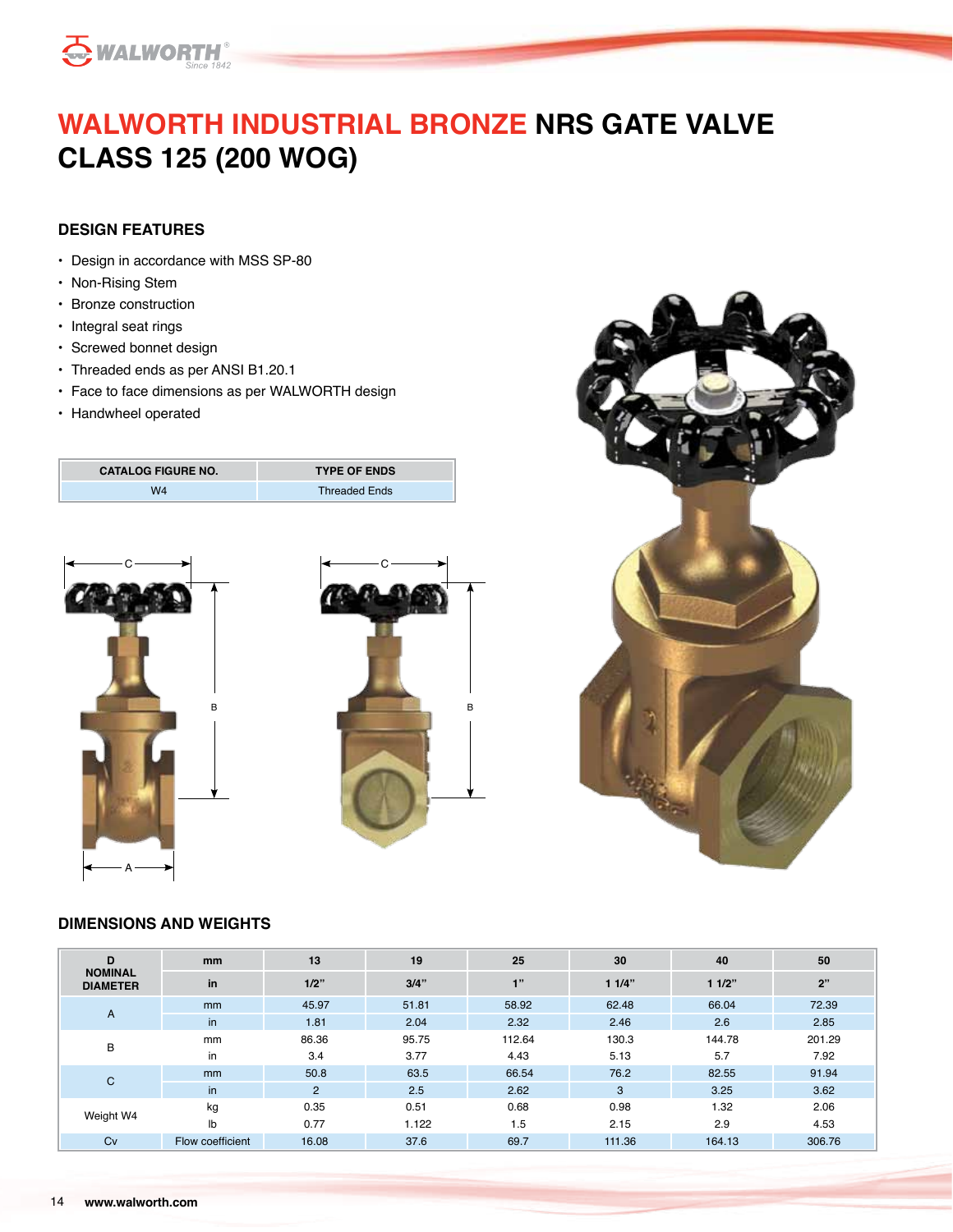# WALWORTH INDUSTRIAL BRONZE NRS GATE VALVE CLASS 125 (200 WOG)

## DESIGN FEATURES

- Design in accordance with MSS SP-80
- Non-Rising Stem
- Bronze construction
- Integral seat rings
- Screwed bonnet design
- Threaded ends as per ANSI B1.20.1
- Face to face dimensions as per WALWORTH design
- Handwheel operated

| CATALOG FIGURE NO. | TYPE OF ENDS |
|---|---|
| W4 | Threaded Ends |

C

B

A

## DIMENSIONS AND WEIGHTS

| D NOMINAL DIAMETER | mm | 13 | 19 | 25 | 30 | 40 | 50 |
|---|---|---|---|---|---|---|---|
| | in | 1/2" | 3/4" | 1" | 1 1/4" | 1 1/2" | 2" |
| A | mm | 45.97 | 51.81 | 58.92 | 62.48 | 66.04 | 72.39 |
| | in | 1.81 | 2.04 | 2.32 | 2.46 | 2.6 | 2.85 |
| B | mm | 86.36 | 95.75 | 112.64 | 130.3 | 144.78 | 201.29 |
| | in | 3.4 | 3.77 | 4.43 | 5.13 | 5.7 | 7.92 |
| C | mm | 50.8 | 63.5 | 66.54 | 76.2 | 82.55 | 91.94 |
| | in | 2 | 2.5 | 2.62 | 3 | 3.25 | 3.62 |
| Weight W4 | kg | 0.35 | 0.51 | 0.68 | 0.98 | 1.32 | 2.06 |
| | lb | 0.77 | 1.122 | 1.5 | 2.15 | 2.9 | 4.53 |
| Cv | Flow coefficient | 16.08 | 37.6 | 69.7 | 111.36 | 164.13 | 306.76 |

www.walworth.com